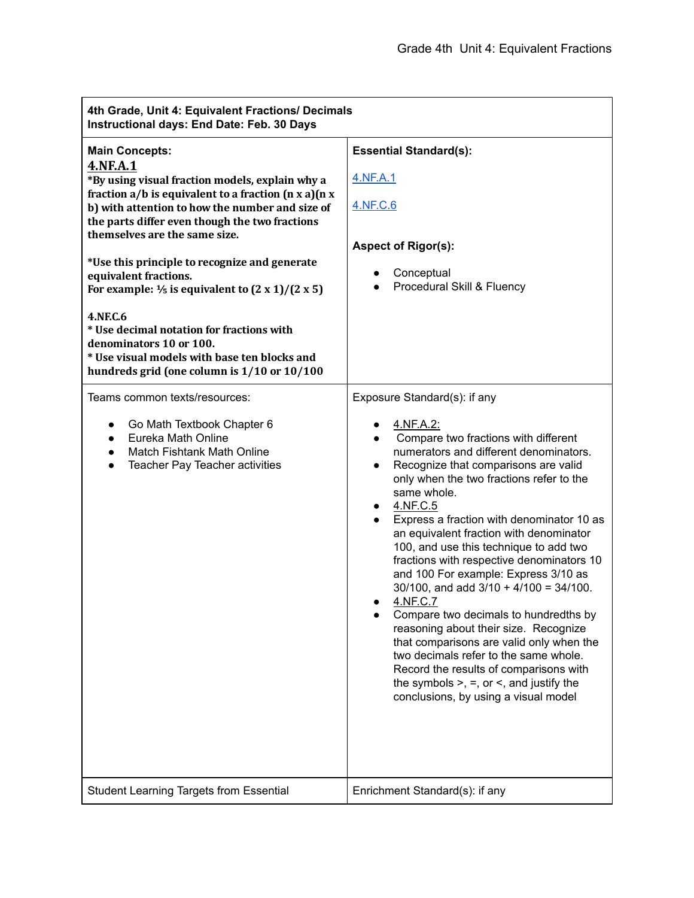| 4th Grade, Unit 4: Equivalent Fractions/ Decimals<br>Instructional days: End Date: Feb. 30 Days | |
|---|---|
| **Main Concepts:**<br>**4.NF.A.1**<br>***By using visual fraction models, explain why a fraction a/b is equivalent to a fraction (n x a)(n x b) with attention to how the number and size of the parts differ even though the two fractions themselves are the same size.**<br><br>***Use this principle to recognize and generate equivalent fractions.**<br>**For example: ⅕ is equivalent to (2 x 1)/(2 x 5)**<br><br>**4.NF.C.6**<br>*** Use decimal notation for fractions with denominators 10 or 100.**<br>*** Use visual models with base ten blocks and hundreds grid (one column is 1/10 or 10/100** | **Essential Standard(s):**<br><br>4.NF.A.1<br><br>4.NF.C.6<br><br>**Aspect of Rigor(s):**<br><br>• Conceptual<br>• Procedural Skill & Fluency |
| Teams common texts/resources:<br><br>• Go Math Textbook Chapter 6<br>• Eureka Math Online<br>• Match Fishtank Math Online<br>• Teacher Pay Teacher activities | Exposure Standard(s): if any<br><br>• 4.NF.A.2:<br>• Compare two fractions with different numerators and different denominators.<br>• Recognize that comparisons are valid only when the two fractions refer to the same whole.<br>• 4.NF.C.5<br>• Express a fraction with denominator 10 as an equivalent fraction with denominator 100, and use this technique to add two fractions with respective denominators 10 and 100 For example: Express 3/10 as 30/100, and add 3/10 + 4/100 = 34/100.<br>• 4.NF.C.7<br>• Compare two decimals to hundredths by reasoning about their size. Recognize that comparisons are valid only when the two decimals refer to the same whole. Record the results of comparisons with the symbols >, =, or <, and justify the conclusions, by using a visual model |
| Student Learning Targets from Essential | Enrichment Standard(s): if any |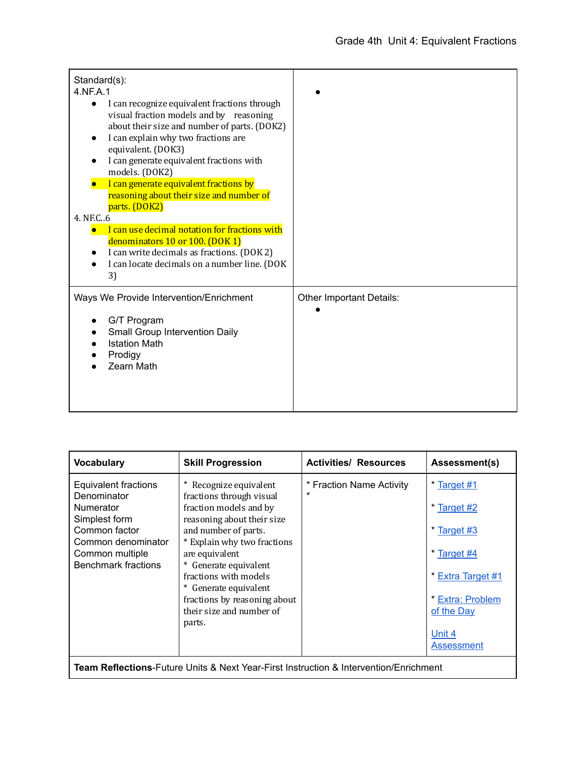Grade 4th Unit 4: Equivalent Fractions

| Standard(s): 4.NF.A.1<br>• I can recognize equivalent fractions through visual fraction models and by reasoning about their size and number of parts. (DOK2)<br>• I can explain why two fractions are equivalent. (DOK3)<br>• I can generate equivalent fractions with models. (DOK2)<br>• I can generate equivalent fractions by reasoning about their size and number of parts. (DOK2)<br>4. NF.C..6<br>• I can use decimal notation for fractions with denominators 10 or 100. (DOK 1)<br>• I can write decimals as fractions. (DOK 2)<br>• I can locate decimals on a number line. (DOK 3) | • |
|---|---|
| Ways We Provide Intervention/Enrichment<br>• G/T Program<br>• Small Group Intervention Daily<br>• Istation Math<br>• Prodigy<br>• Zearn Math | Other Important Details:<br>• |

| Vocabulary | Skill Progression | Activities/ Resources | Assessment(s) |
|---|---|---|---|
| Equivalent fractions<br>Denominator<br>Numerator<br>Simplest form<br>Common factor<br>Common denominator<br>Common multiple<br>Benchmark fractions | * Recognize equivalent fractions through visual fraction models and by reasoning about their size and number of parts.<br>* Explain why two fractions are equivalent<br>* Generate equivalent fractions with models<br>* Generate equivalent fractions by reasoning about their size and number of parts. | * Fraction Name Activity<br>* | * Target #1<br>* Target #2<br>* Target #3<br>* Target #4<br>* Extra Target #1<br>* Extra: Problem of the Day<br>Unit 4 Assessment |
| **Team Reflections**-Future Units & Next Year-First Instruction & Intervention/Enrichment | | | |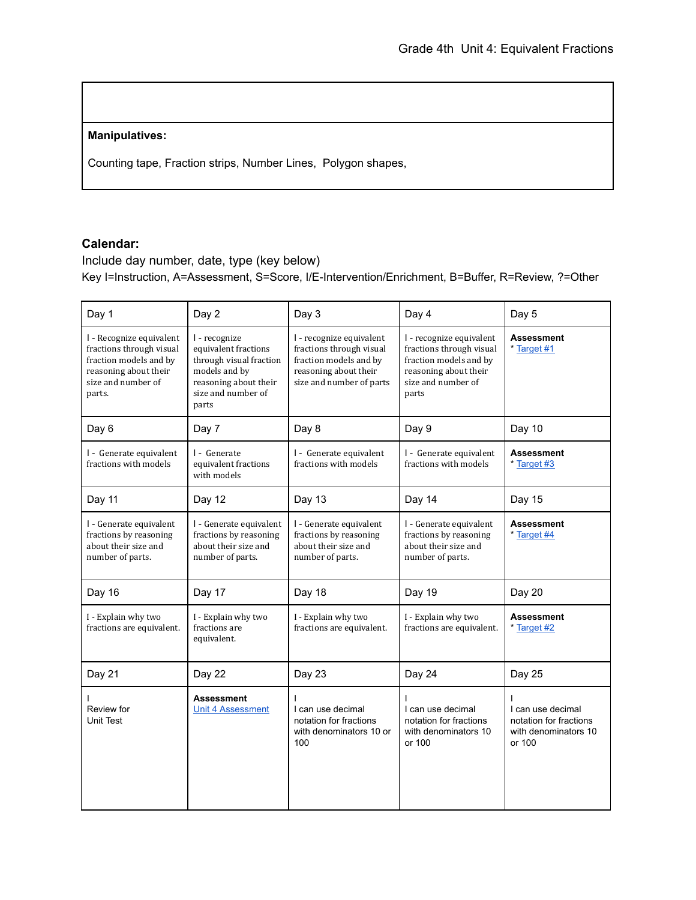| |
|---|
| **Manipulatives:**<br><br>Counting tape, Fraction strips, Number Lines,  Polygon shapes, |

**Calendar:**

Include day number, date, type (key below)

Key I=Instruction, A=Assessment, S=Score, I/E-Intervention/Enrichment, B=Buffer, R=Review, ?=Other

| Day 1 | Day 2 | Day 3 | Day 4 | Day 5 |
|---|---|---|---|---|
| I - Recognize equivalent fractions through visual fraction models and by reasoning about their size and number of parts. | I - recognize equivalent fractions through visual fraction models and by reasoning about their size and number of parts | I - recognize equivalent fractions through visual fraction models and by reasoning about their size and number of parts | I - recognize equivalent fractions through visual fraction models and by reasoning about their size and number of parts | **Assessment**<br>* Target #1 |
| **Day 6** | **Day 7** | **Day 8** | **Day 9** | **Day 10** |
| I - Generate equivalent fractions with models | I - Generate equivalent fractions with models | I - Generate equivalent fractions with models | I - Generate equivalent fractions with models | **Assessment**<br>* Target #3 |
| **Day 11** | **Day 12** | **Day 13** | **Day 14** | **Day 15** |
| I - Generate equivalent fractions by reasoning about their size and number of parts. | I - Generate equivalent fractions by reasoning about their size and number of parts. | I - Generate equivalent fractions by reasoning about their size and number of parts. | I - Generate equivalent fractions by reasoning about their size and number of parts. | **Assessment**<br>* Target #4 |
| **Day 16** | **Day 17** | **Day 18** | **Day 19** | **Day 20** |
| I - Explain why two fractions are equivalent. | I - Explain why two fractions are equivalent. | I - Explain why two fractions are equivalent. | I - Explain why two fractions are equivalent. | **Assessment**<br>* Target #2 |
| **Day 21** | **Day 22** | **Day 23** | **Day 24** | **Day 25** |
| I<br>Review for Unit Test | **Assessment**<br>Unit 4 Assessment | I<br>I can use decimal notation for fractions with denominators 10 or 100 | I<br>I can use decimal notation for fractions with denominators 10 or 100 | I<br>I can use decimal notation for fractions with denominators 10 or 100 |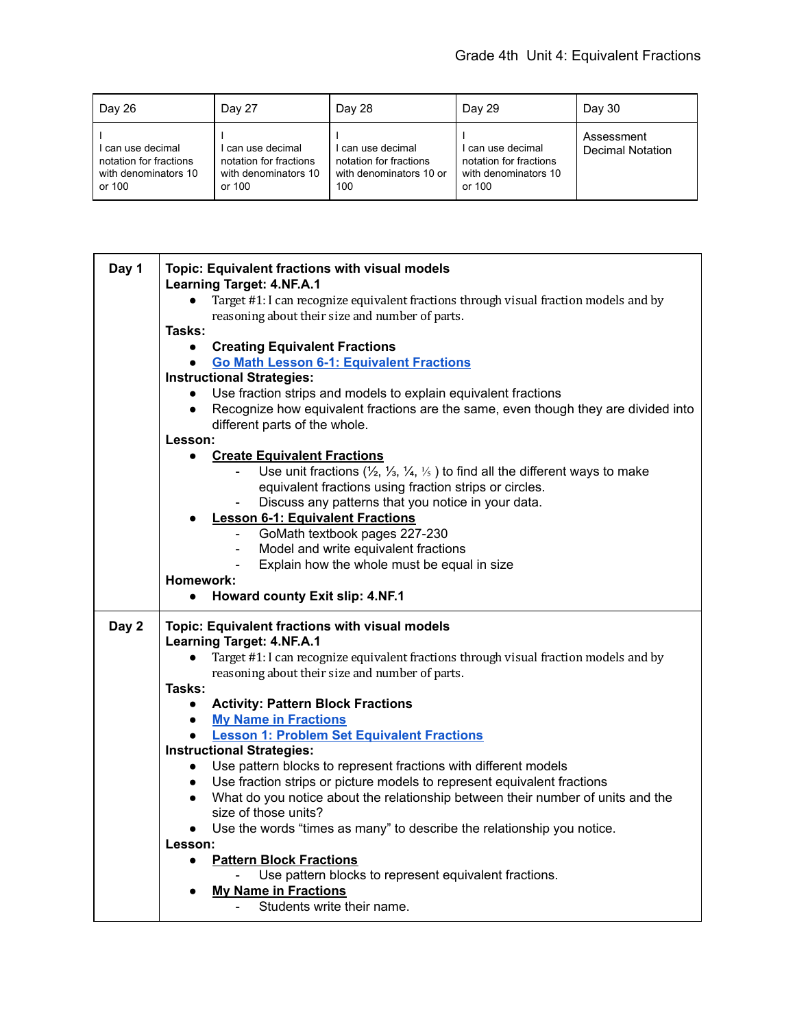Grade 4th Unit 4: Equivalent Fractions

| Day 26 | Day 27 | Day 28 | Day 29 | Day 30 |
|---|---|---|---|---|
| I<br>I can use decimal notation for fractions with denominators 10 or 100 | I<br>I can use decimal notation for fractions with denominators 10 or 100 | I<br>I can use decimal notation for fractions with denominators 10 or 100 | I<br>I can use decimal notation for fractions with denominators 10 or 100 | Assessment Decimal Notation |

| | |
|---|---|
| **Day 1** | **Topic: Equivalent fractions with visual models**<br>**Learning Target: 4.NF.A.1**<br>• Target #1: I can recognize equivalent fractions through visual fraction models and by reasoning about their size and number of parts.<br>**Tasks:**<br>• **Creating Equivalent Fractions**<br>• **Go Math Lesson 6-1: Equivalent Fractions**<br>**Instructional Strategies:**<br>• Use fraction strips and models to explain equivalent fractions<br>• Recognize how equivalent fractions are the same, even though they are divided into different parts of the whole.<br>**Lesson:**<br>• **Create Equivalent Fractions**<br>&nbsp;&nbsp;- Use unit fractions (½, ⅓, ¼, ⅕ ) to find all the different ways to make equivalent fractions using fraction strips or circles.<br>&nbsp;&nbsp;- Discuss any patterns that you notice in your data.<br>• **Lesson 6-1: Equivalent Fractions**<br>&nbsp;&nbsp;- GoMath textbook pages 227-230<br>&nbsp;&nbsp;- Model and write equivalent fractions<br>&nbsp;&nbsp;- Explain how the whole must be equal in size<br>**Homework:**<br>• **Howard county Exit slip: 4.NF.1** |
| **Day 2** | **Topic: Equivalent fractions with visual models**<br>**Learning Target: 4.NF.A.1**<br>• Target #1: I can recognize equivalent fractions through visual fraction models and by reasoning about their size and number of parts.<br>**Tasks:**<br>• **Activity: Pattern Block Fractions**<br>• **My Name in Fractions**<br>• **Lesson 1: Problem Set Equivalent Fractions**<br>**Instructional Strategies:**<br>• Use pattern blocks to represent fractions with different models<br>• Use fraction strips or picture models to represent equivalent fractions<br>• What do you notice about the relationship between their number of units and the size of those units?<br>• Use the words "times as many" to describe the relationship you notice.<br>**Lesson:**<br>• **Pattern Block Fractions**<br>&nbsp;&nbsp;- Use pattern blocks to represent equivalent fractions.<br>• **My Name in Fractions**<br>&nbsp;&nbsp;- Students write their name. |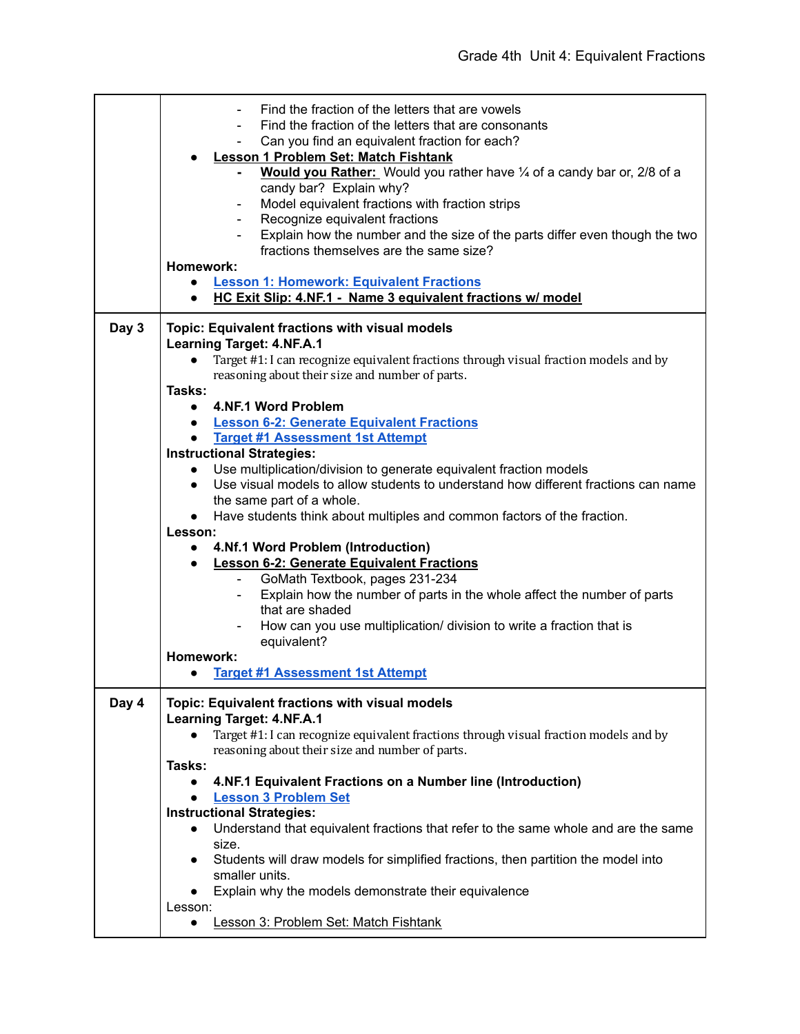| | |
|---|---|
| | - Find the fraction of the letters that are vowels<br>- Find the fraction of the letters that are consonants<br>- Can you find an equivalent fraction for each?<br>• **Lesson 1 Problem Set: Match Fishtank**<br>  - **Would you Rather:** Would you rather have ¼ of a candy bar or, 2/8 of a candy bar? Explain why?<br>  - Model equivalent fractions with fraction strips<br>  - Recognize equivalent fractions<br>  - Explain how the number and the size of the parts differ even though the two fractions themselves are the same size?<br>**Homework:**<br>• Lesson 1: Homework: Equivalent Fractions<br>• **HC Exit Slip: 4.NF.1 - Name 3 equivalent fractions w/ model** |
| **Day 3** | **Topic: Equivalent fractions with visual models**<br>**Learning Target: 4.NF.A.1**<br>• Target #1: I can recognize equivalent fractions through visual fraction models and by reasoning about their size and number of parts.<br>**Tasks:**<br>• **4.NF.1 Word Problem**<br>• **Lesson 6-2: Generate Equivalent Fractions**<br>• **Target #1 Assessment 1st Attempt**<br>**Instructional Strategies:**<br>• Use multiplication/division to generate equivalent fraction models<br>• Use visual models to allow students to understand how different fractions can name the same part of a whole.<br>• Have students think about multiples and common factors of the fraction.<br>**Lesson:**<br>• **4.Nf.1 Word Problem (Introduction)**<br>• **Lesson 6-2: Generate Equivalent Fractions**<br>  - GoMath Textbook, pages 231-234<br>  - Explain how the number of parts in the whole affect the number of parts that are shaded<br>  - How can you use multiplication/ division to write a fraction that is equivalent?<br>**Homework:**<br>• **Target #1 Assessment 1st Attempt** |
| **Day 4** | **Topic: Equivalent fractions with visual models**<br>**Learning Target: 4.NF.A.1**<br>• Target #1: I can recognize equivalent fractions through visual fraction models and by reasoning about their size and number of parts.<br>**Tasks:**<br>• **4.NF.1 Equivalent Fractions on a Number line (Introduction)**<br>• **Lesson 3 Problem Set**<br>**Instructional Strategies:**<br>• Understand that equivalent fractions that refer to the same whole and are the same size.<br>• Students will draw models for simplified fractions, then partition the model into smaller units.<br>• Explain why the models demonstrate their equivalence<br>Lesson:<br>• Lesson 3: Problem Set: Match Fishtank |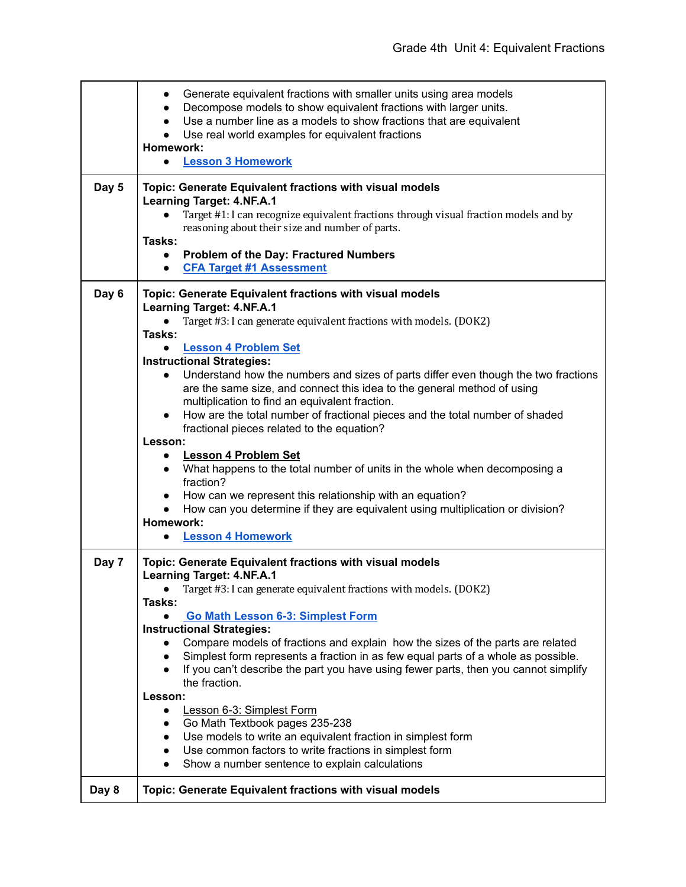| | |
|---|---|
| | • Generate equivalent fractions with smaller units using area models<br>• Decompose models to show equivalent fractions with larger units.<br>• Use a number line as a models to show fractions that are equivalent<br>• Use real world examples for equivalent fractions<br>**Homework:**<br>• **Lesson 3 Homework** |
| **Day 5** | **Topic: Generate Equivalent fractions with visual models**<br>**Learning Target: 4.NF.A.1**<br>• Target #1: I can recognize equivalent fractions through visual fraction models and by reasoning about their size and number of parts.<br>**Tasks:**<br>• **Problem of the Day: Fractured Numbers**<br>• **CFA Target #1 Assessment** |
| **Day 6** | **Topic: Generate Equivalent fractions with visual models**<br>**Learning Target: 4.NF.A.1**<br>• Target #3: I can generate equivalent fractions with models. (DOK2)<br>**Tasks:**<br>• **Lesson 4 Problem Set**<br>**Instructional Strategies:**<br>• Understand how the numbers and sizes of parts differ even though the two fractions are the same size, and connect this idea to the general method of using multiplication to find an equivalent fraction.<br>• How are the total number of fractional pieces and the total number of shaded fractional pieces related to the equation?<br>**Lesson:**<br>• **Lesson 4 Problem Set**<br>• What happens to the total number of units in the whole when decomposing a fraction?<br>• How can we represent this relationship with an equation?<br>• How can you determine if they are equivalent using multiplication or division?<br>**Homework:**<br>• **Lesson 4 Homework** |
| **Day 7** | **Topic: Generate Equivalent fractions with visual models**<br>**Learning Target: 4.NF.A.1**<br>• Target #3: I can generate equivalent fractions with models. (DOK2)<br>**Tasks:**<br>• **Go Math Lesson 6-3: Simplest Form**<br>**Instructional Strategies:**<br>• Compare models of fractions and explain how the sizes of the parts are related<br>• Simplest form represents a fraction in as few equal parts of a whole as possible.<br>• If you can't describe the part you have using fewer parts, then you cannot simplify the fraction.<br>**Lesson:**<br>• Lesson 6-3: Simplest Form<br>• Go Math Textbook pages 235-238<br>• Use models to write an equivalent fraction in simplest form<br>• Use common factors to write fractions in simplest form<br>• Show a number sentence to explain calculations |
| **Day 8** | **Topic: Generate Equivalent fractions with visual models** |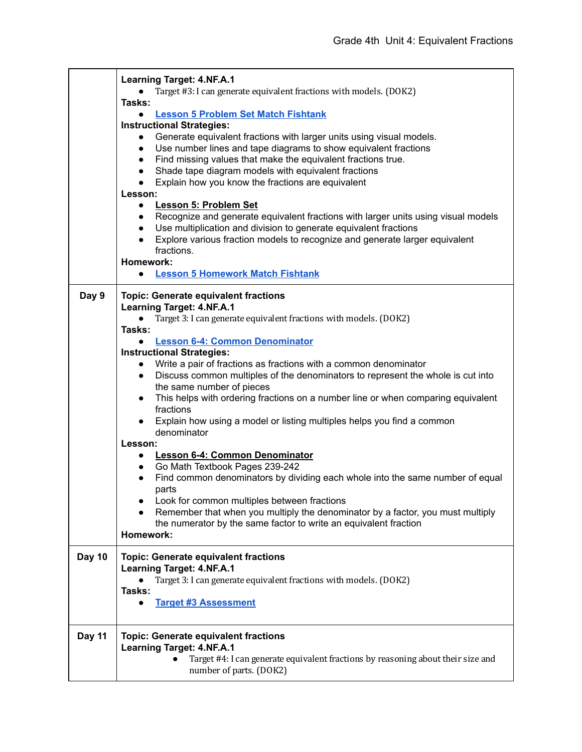| | |
|---|---|
| | **Learning Target: 4.NF.A.1**<br>• Target #3: I can generate equivalent fractions with models. (DOK2)<br>**Tasks:**<br>• Lesson 5 Problem Set Match Fishtank<br>**Instructional Strategies:**<br>• Generate equivalent fractions with larger units using visual models.<br>• Use number lines and tape diagrams to show equivalent fractions<br>• Find missing values that make the equivalent fractions true.<br>• Shade tape diagram models with equivalent fractions<br>• Explain how you know the fractions are equivalent<br>**Lesson:**<br>• **Lesson 5: Problem Set**<br>• Recognize and generate equivalent fractions with larger units using visual models<br>• Use multiplication and division to generate equivalent fractions<br>• Explore various fraction models to recognize and generate larger equivalent fractions.<br>**Homework:**<br>• Lesson 5 Homework Match Fishtank |
| **Day 9** | **Topic: Generate equivalent fractions**<br>**Learning Target: 4.NF.A.1**<br>• Target 3: I can generate equivalent fractions with models. (DOK2)<br>**Tasks:**<br>• Lesson 6-4: Common Denominator<br>**Instructional Strategies:**<br>• Write a pair of fractions as fractions with a common denominator<br>• Discuss common multiples of the denominators to represent the whole is cut into the same number of pieces<br>• This helps with ordering fractions on a number line or when comparing equivalent fractions<br>• Explain how using a model or listing multiples helps you find a common denominator<br>**Lesson:**<br>• **Lesson 6-4: Common Denominator**<br>• Go Math Textbook Pages 239-242<br>• Find common denominators by dividing each whole into the same number of equal parts<br>• Look for common multiples between fractions<br>• Remember that when you multiply the denominator by a factor, you must multiply the numerator by the same factor to write an equivalent fraction<br>**Homework:** |
| **Day 10** | **Topic: Generate equivalent fractions**<br>**Learning Target: 4.NF.A.1**<br>• Target 3: I can generate equivalent fractions with models. (DOK2)<br>**Tasks:**<br>• Target #3 Assessment |
| **Day 11** | **Topic: Generate equivalent fractions**<br>**Learning Target: 4.NF.A.1**<br>• Target #4: I can generate equivalent fractions by reasoning about their size and number of parts. (DOK2) |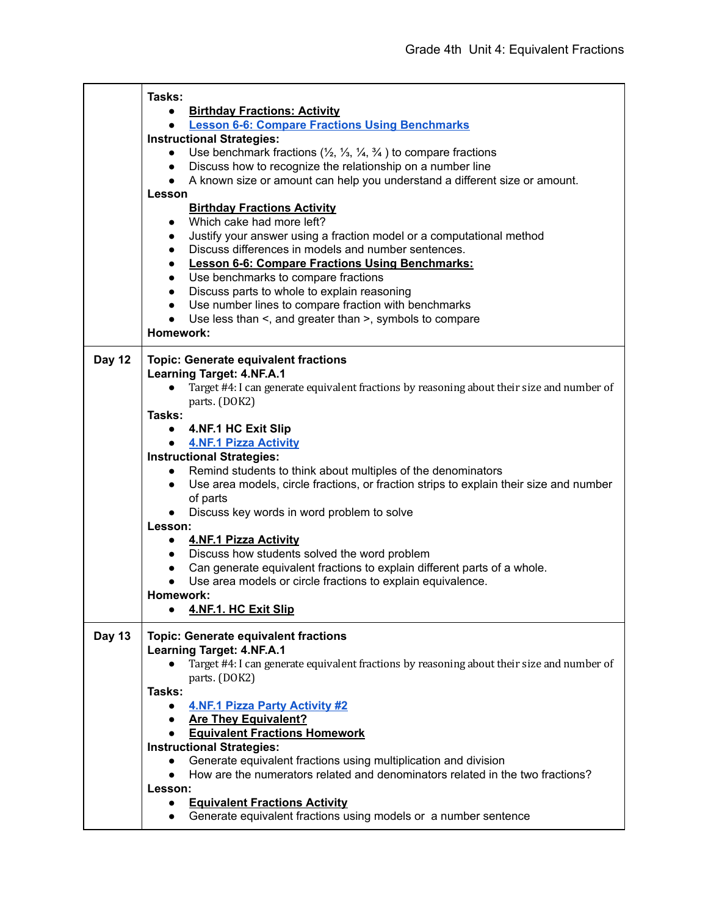| | |
|---|---|
| | **Tasks:**<br>• **Birthday Fractions: Activity**<br>• **Lesson 6-6: Compare Fractions Using Benchmarks**<br>**Instructional Strategies:**<br>• Use benchmark fractions (½, ⅓, ¼, ¾ ) to compare fractions<br>• Discuss how to recognize the relationship on a number line<br>• A known size or amount can help you understand a different size or amount.<br>**Lesson**<br>**Birthday Fractions Activity**<br>• Which cake had more left?<br>• Justify your answer using a fraction model or a computational method<br>• Discuss differences in models and number sentences.<br>• **Lesson 6-6: Compare Fractions Using Benchmarks:**<br>• Use benchmarks to compare fractions<br>• Discuss parts to whole to explain reasoning<br>• Use number lines to compare fraction with benchmarks<br>• Use less than <, and greater than >, symbols to compare<br>**Homework:** |
| **Day 12** | **Topic: Generate equivalent fractions**<br>**Learning Target: 4.NF.A.1**<br>• Target #4: I can generate equivalent fractions by reasoning about their size and number of parts. (DOK2)<br>**Tasks:**<br>• **4.NF.1 HC Exit Slip**<br>• **4.NF.1 Pizza Activity**<br>**Instructional Strategies:**<br>• Remind students to think about multiples of the denominators<br>• Use area models, circle fractions, or fraction strips to explain their size and number of parts<br>• Discuss key words in word problem to solve<br>**Lesson:**<br>• **4.NF.1 Pizza Activity**<br>• Discuss how students solved the word problem<br>• Can generate equivalent fractions to explain different parts of a whole.<br>• Use area models or circle fractions to explain equivalence.<br>**Homework:**<br>• **4.NF.1. HC Exit Slip** |
| **Day 13** | **Topic: Generate equivalent fractions**<br>**Learning Target: 4.NF.A.1**<br>• Target #4: I can generate equivalent fractions by reasoning about their size and number of parts. (DOK2)<br>**Tasks:**<br>• **4.NF.1 Pizza Party Activity #2**<br>• **Are They Equivalent?**<br>• **Equivalent Fractions Homework**<br>**Instructional Strategies:**<br>• Generate equivalent fractions using multiplication and division<br>• How are the numerators related and denominators related in the two fractions?<br>**Lesson:**<br>• **Equivalent Fractions Activity**<br>• Generate equivalent fractions using models or a number sentence |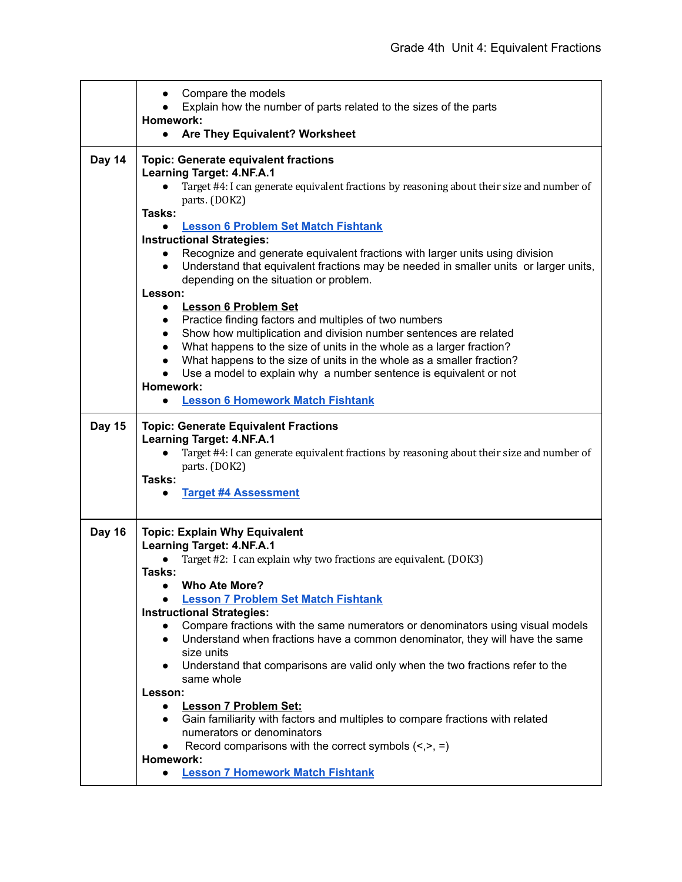| | |
|---|---|
| | • Compare the models<br>• Explain how the number of parts related to the sizes of the parts<br>**Homework:**<br>• **Are They Equivalent? Worksheet** |
| **Day 14** | **Topic: Generate equivalent fractions**<br>**Learning Target: 4.NF.A.1**<br>• Target #4: I can generate equivalent fractions by reasoning about their size and number of parts. (DOK2)<br>**Tasks:**<br>• **Lesson 6 Problem Set Match Fishtank**<br>**Instructional Strategies:**<br>• Recognize and generate equivalent fractions with larger units using division<br>• Understand that equivalent fractions may be needed in smaller units or larger units, depending on the situation or problem.<br>**Lesson:**<br>• **Lesson 6 Problem Set**<br>• Practice finding factors and multiples of two numbers<br>• Show how multiplication and division number sentences are related<br>• What happens to the size of units in the whole as a larger fraction?<br>• What happens to the size of units in the whole as a smaller fraction?<br>• Use a model to explain why a number sentence is equivalent or not<br>**Homework:**<br>• **Lesson 6 Homework Match Fishtank** |
| **Day 15** | **Topic: Generate Equivalent Fractions**<br>**Learning Target: 4.NF.A.1**<br>• Target #4: I can generate equivalent fractions by reasoning about their size and number of parts. (DOK2)<br>**Tasks:**<br>• **Target #4 Assessment** |
| **Day 16** | **Topic: Explain Why Equivalent**<br>**Learning Target: 4.NF.A.1**<br>• Target #2: I can explain why two fractions are equivalent. (DOK3)<br>**Tasks:**<br>• **Who Ate More?**<br>• **Lesson 7 Problem Set Match Fishtank**<br>**Instructional Strategies:**<br>• Compare fractions with the same numerators or denominators using visual models<br>• Understand when fractions have a common denominator, they will have the same size units<br>• Understand that comparisons are valid only when the two fractions refer to the same whole<br>**Lesson:**<br>• **Lesson 7 Problem Set:**<br>• Gain familiarity with factors and multiples to compare fractions with related numerators or denominators<br>• Record comparisons with the correct symbols (<,>, =)<br>**Homework:**<br>• **Lesson 7 Homework Match Fishtank** |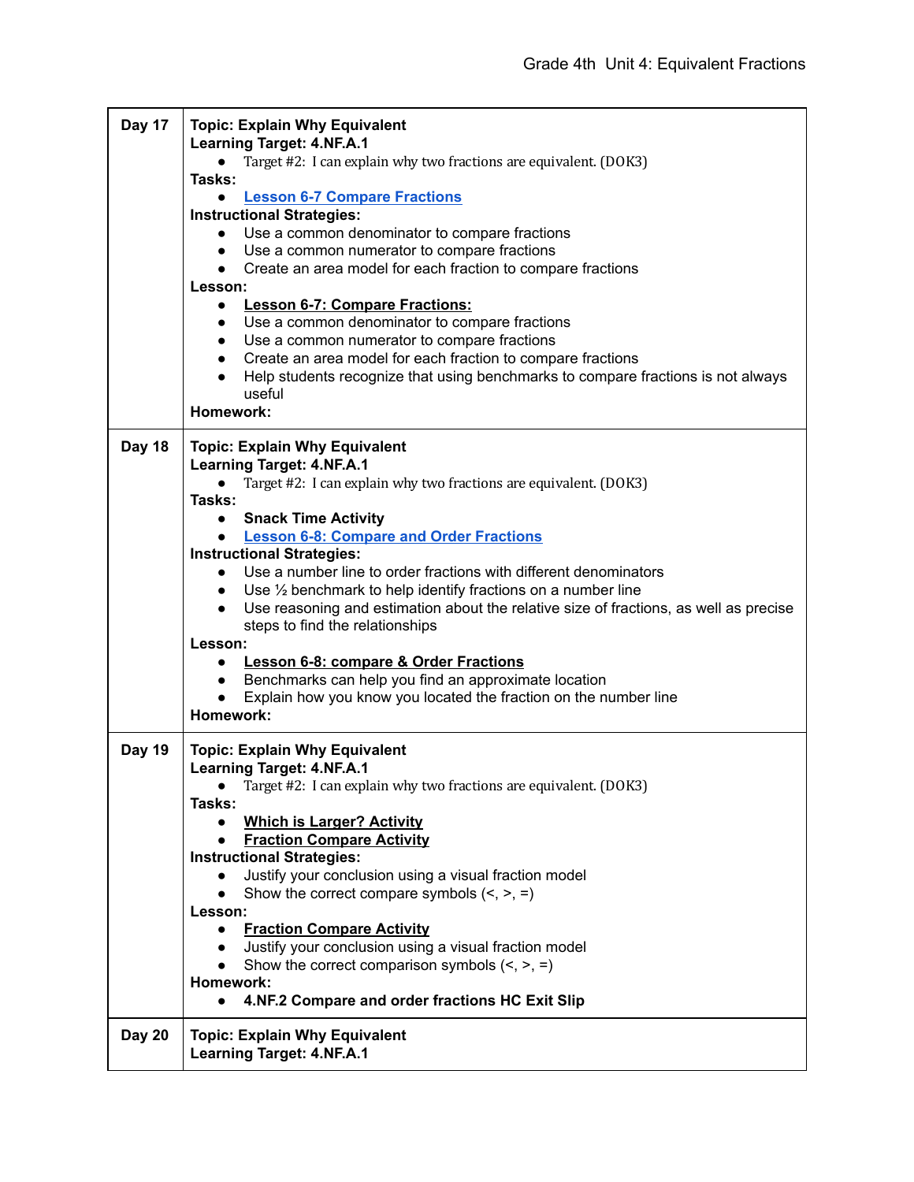| | |
|---|---|
| **Day 17** | **Topic: Explain Why Equivalent**<br>**Learning Target: 4.NF.A.1**<br>• Target #2: I can explain why two fractions are equivalent. (DOK3)<br>**Tasks:**<br>• **Lesson 6-7 Compare Fractions**<br>**Instructional Strategies:**<br>• Use a common denominator to compare fractions<br>• Use a common numerator to compare fractions<br>• Create an area model for each fraction to compare fractions<br>**Lesson:**<br>• **Lesson 6-7: Compare Fractions:**<br>• Use a common denominator to compare fractions<br>• Use a common numerator to compare fractions<br>• Create an area model for each fraction to compare fractions<br>• Help students recognize that using benchmarks to compare fractions is not always useful<br>**Homework:** |
| **Day 18** | **Topic: Explain Why Equivalent**<br>**Learning Target: 4.NF.A.1**<br>• Target #2: I can explain why two fractions are equivalent. (DOK3)<br>**Tasks:**<br>• **Snack Time Activity**<br>• **Lesson 6-8: Compare and Order Fractions**<br>**Instructional Strategies:**<br>• Use a number line to order fractions with different denominators<br>• Use ½ benchmark to help identify fractions on a number line<br>• Use reasoning and estimation about the relative size of fractions, as well as precise steps to find the relationships<br>**Lesson:**<br>• **Lesson 6-8: compare & Order Fractions**<br>• Benchmarks can help you find an approximate location<br>• Explain how you know you located the fraction on the number line<br>**Homework:** |
| **Day 19** | **Topic: Explain Why Equivalent**<br>**Learning Target: 4.NF.A.1**<br>• Target #2: I can explain why two fractions are equivalent. (DOK3)<br>**Tasks:**<br>• **Which is Larger? Activity**<br>• **Fraction Compare Activity**<br>**Instructional Strategies:**<br>• Justify your conclusion using a visual fraction model<br>• Show the correct compare symbols (<, >, =)<br>**Lesson:**<br>• **Fraction Compare Activity**<br>• Justify your conclusion using a visual fraction model<br>• Show the correct comparison symbols (<, >, =)<br>**Homework:**<br>• **4.NF.2 Compare and order fractions HC Exit Slip** |
| **Day 20** | **Topic: Explain Why Equivalent**<br>**Learning Target: 4.NF.A.1** |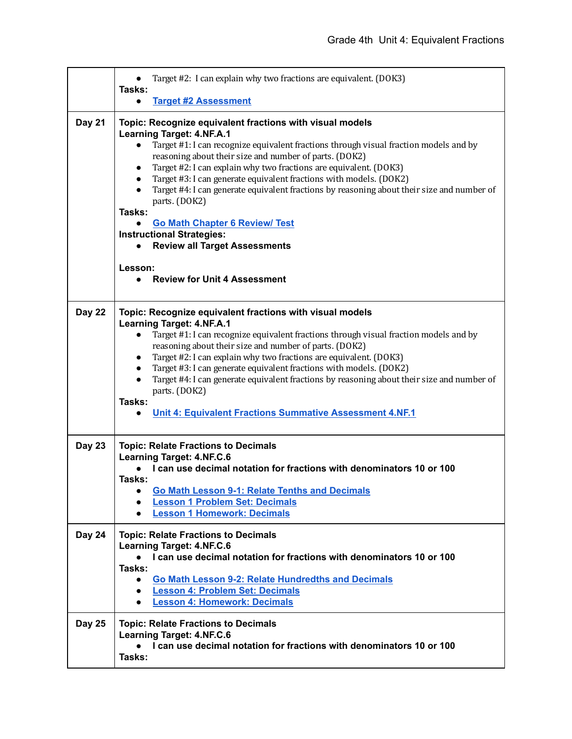| | |
|---|---|
| | • Target #2: I can explain why two fractions are equivalent. (DOK3)<br>**Tasks:**<br>• Target #2 Assessment |
| **Day 21** | **Topic: Recognize equivalent fractions with visual models**<br>**Learning Target: 4.NF.A.1**<br>• Target #1: I can recognize equivalent fractions through visual fraction models and by reasoning about their size and number of parts. (DOK2)<br>• Target #2: I can explain why two fractions are equivalent. (DOK3)<br>• Target #3: I can generate equivalent fractions with models. (DOK2)<br>• Target #4: I can generate equivalent fractions by reasoning about their size and number of parts. (DOK2)<br>**Tasks:**<br>• Go Math Chapter 6 Review/ Test<br>**Instructional Strategies:**<br>• **Review all Target Assessments**<br><br>**Lesson:**<br>• **Review for Unit 4 Assessment** |
| **Day 22** | **Topic: Recognize equivalent fractions with visual models**<br>**Learning Target: 4.NF.A.1**<br>• Target #1: I can recognize equivalent fractions through visual fraction models and by reasoning about their size and number of parts. (DOK2)<br>• Target #2: I can explain why two fractions are equivalent. (DOK3)<br>• Target #3: I can generate equivalent fractions with models. (DOK2)<br>• Target #4: I can generate equivalent fractions by reasoning about their size and number of parts. (DOK2)<br>**Tasks:**<br>• Unit 4: Equivalent Fractions Summative Assessment 4.NF.1 |
| **Day 23** | **Topic: Relate Fractions to Decimals**<br>**Learning Target: 4.NF.C.6**<br>• **I can use decimal notation for fractions with denominators 10 or 100**<br>**Tasks:**<br>• Go Math Lesson 9-1: Relate Tenths and Decimals<br>• Lesson 1 Problem Set: Decimals<br>• Lesson 1 Homework: Decimals |
| **Day 24** | **Topic: Relate Fractions to Decimals**<br>**Learning Target: 4.NF.C.6**<br>• **I can use decimal notation for fractions with denominators 10 or 100**<br>**Tasks:**<br>• Go Math Lesson 9-2: Relate Hundredths and Decimals<br>• Lesson 4: Problem Set: Decimals<br>• Lesson 4: Homework: Decimals |
| **Day 25** | **Topic: Relate Fractions to Decimals**<br>**Learning Target: 4.NF.C.6**<br>• **I can use decimal notation for fractions with denominators 10 or 100**<br>**Tasks:** |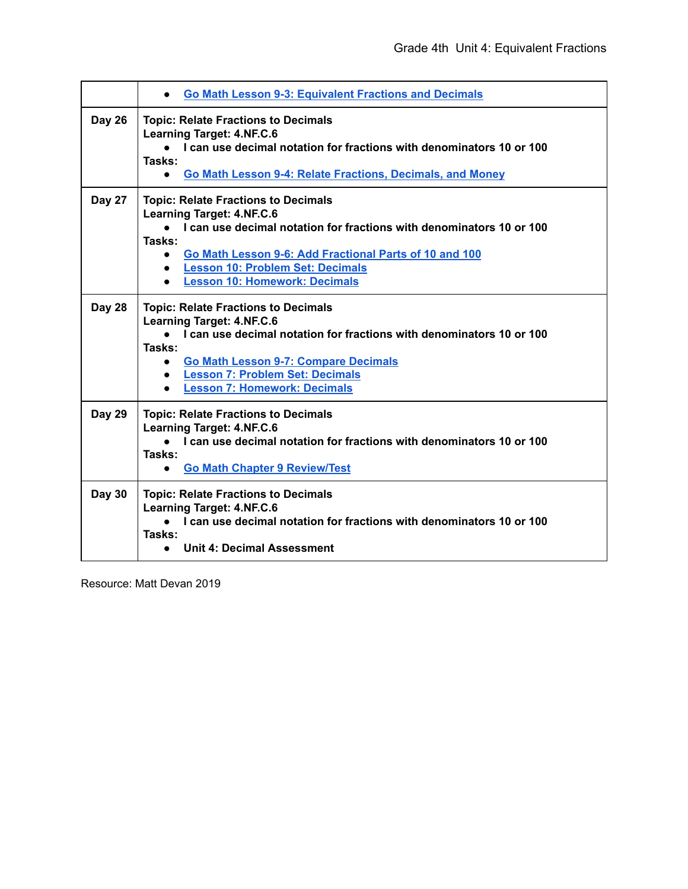| | |
|---|---|
| | • Go Math Lesson 9-3: Equivalent Fractions and Decimals |
| **Day 26** | **Topic: Relate Fractions to Decimals**<br>**Learning Target: 4.NF.C.6**<br>• **I can use decimal notation for fractions with denominators 10 or 100**<br>**Tasks:**<br>• Go Math Lesson 9-4: Relate Fractions, Decimals, and Money |
| **Day 27** | **Topic: Relate Fractions to Decimals**<br>**Learning Target: 4.NF.C.6**<br>• **I can use decimal notation for fractions with denominators 10 or 100**<br>**Tasks:**<br>• Go Math Lesson 9-6: Add Fractional Parts of 10 and 100<br>• Lesson 10: Problem Set: Decimals<br>• Lesson 10: Homework: Decimals |
| **Day 28** | **Topic: Relate Fractions to Decimals**<br>**Learning Target: 4.NF.C.6**<br>• **I can use decimal notation for fractions with denominators 10 or 100**<br>**Tasks:**<br>• Go Math Lesson 9-7: Compare Decimals<br>• Lesson 7: Problem Set: Decimals<br>• Lesson 7: Homework: Decimals |
| **Day 29** | **Topic: Relate Fractions to Decimals**<br>**Learning Target: 4.NF.C.6**<br>• **I can use decimal notation for fractions with denominators 10 or 100**<br>**Tasks:**<br>• Go Math Chapter 9 Review/Test |
| **Day 30** | **Topic: Relate Fractions to Decimals**<br>**Learning Target: 4.NF.C.6**<br>• **I can use decimal notation for fractions with denominators 10 or 100**<br>**Tasks:**<br>• **Unit 4: Decimal Assessment** |

Resource: Matt Devan 2019